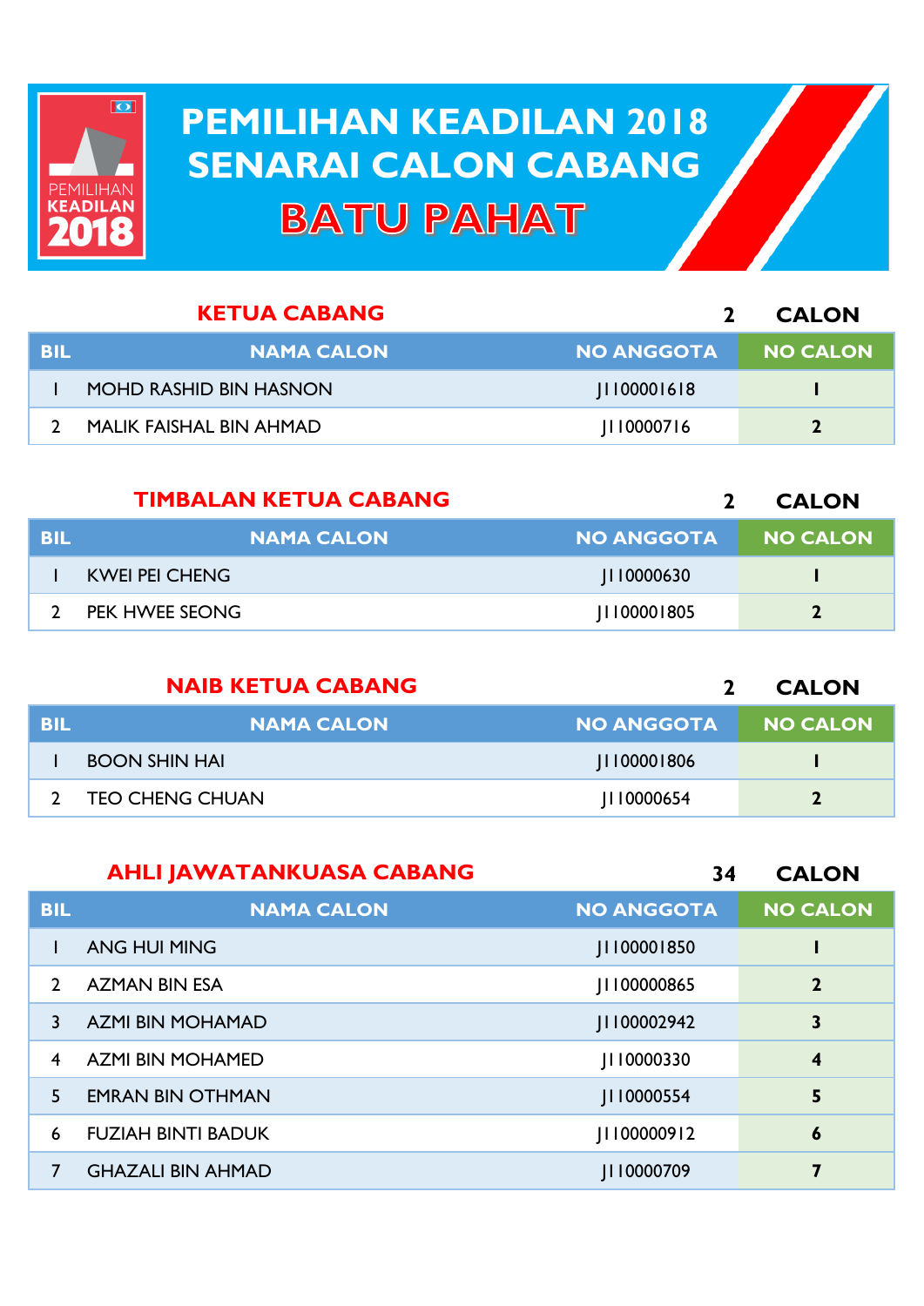# PEMILIHAN KEADILAN 2018
# SENARAI CALON CABANG
# BATU PAHAT

## KETUA CABANG — 2 CALON

| BIL | NAMA CALON | NO ANGGOTA | NO CALON |
|---|---|---|---|
| 1 | MOHD RASHID BIN HASNON | J1100001618 | 1 |
| 2 | MALIK FAISHAL BIN AHMAD | J110000716 | 2 |

## TIMBALAN KETUA CABANG — 2 CALON

| BIL | NAMA CALON | NO ANGGOTA | NO CALON |
|---|---|---|---|
| 1 | KWEI PEI CHENG | J110000630 | 1 |
| 2 | PEK HWEE SEONG | J1100001805 | 2 |

## NAIB KETUA CABANG — 2 CALON

| BIL | NAMA CALON | NO ANGGOTA | NO CALON |
|---|---|---|---|
| 1 | BOON SHIN HAI | J1100001806 | 1 |
| 2 | TEO CHENG CHUAN | J110000654 | 2 |

## AHLI JAWATANKUASA CABANG — 34 CALON

| BIL | NAMA CALON | NO ANGGOTA | NO CALON |
|---|---|---|---|
| 1 | ANG HUI MING | J1100001850 | 1 |
| 2 | AZMAN BIN ESA | J1100000865 | 2 |
| 3 | AZMI BIN MOHAMAD | J1100002942 | 3 |
| 4 | AZMI BIN MOHAMED | J110000330 | 4 |
| 5 | EMRAN BIN OTHMAN | J110000554 | 5 |
| 6 | FUZIAH BINTI BADUK | J1100000912 | 6 |
| 7 | GHAZALI BIN AHMAD | J110000709 | 7 |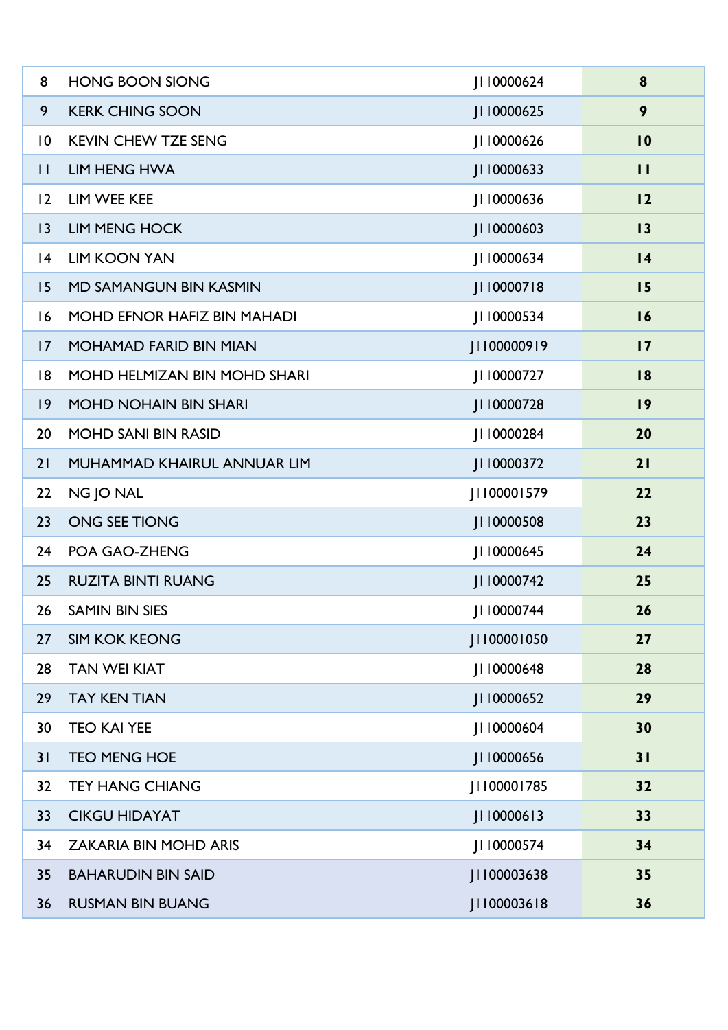| | | | |
|---|---|---|---|
| 8 | HONG BOON SIONG | J110000624 | **8** |
| 9 | KERK CHING SOON | J110000625 | **9** |
| 10 | KEVIN CHEW TZE SENG | J110000626 | **10** |
| 11 | LIM HENG HWA | J110000633 | **11** |
| 12 | LIM WEE KEE | J110000636 | **12** |
| 13 | LIM MENG HOCK | J110000603 | **13** |
| 14 | LIM KOON YAN | J110000634 | **14** |
| 15 | MD SAMANGUN BIN KASMIN | J110000718 | **15** |
| 16 | MOHD EFNOR HAFIZ BIN MAHADI | J110000534 | **16** |
| 17 | MOHAMAD FARID BIN MIAN | J1100000919 | **17** |
| 18 | MOHD HELMIZAN BIN MOHD SHARI | J110000727 | **18** |
| 19 | MOHD NOHAIN BIN SHARI | J110000728 | **19** |
| 20 | MOHD SANI BIN RASID | J110000284 | **20** |
| 21 | MUHAMMAD KHAIRUL ANNUAR LIM | J110000372 | **21** |
| 22 | NG JO NAL | J1100001579 | **22** |
| 23 | ONG SEE TIONG | J110000508 | **23** |
| 24 | POA GAO-ZHENG | J110000645 | **24** |
| 25 | RUZITA BINTI RUANG | J110000742 | **25** |
| 26 | SAMIN BIN SIES | J110000744 | **26** |
| 27 | SIM KOK KEONG | J1100001050 | **27** |
| 28 | TAN WEI KIAT | J110000648 | **28** |
| 29 | TAY KEN TIAN | J110000652 | **29** |
| 30 | TEO KAI YEE | J110000604 | **30** |
| 31 | TEO MENG HOE | J110000656 | **31** |
| 32 | TEY HANG CHIANG | J1100001785 | **32** |
| 33 | CIKGU HIDAYAT | J110000613 | **33** |
| 34 | ZAKARIA BIN MOHD ARIS | J110000574 | **34** |
| 35 | BAHARUDIN BIN SAID | J1100003638 | **35** |
| 36 | RUSMAN BIN BUANG | J1100003618 | **36** |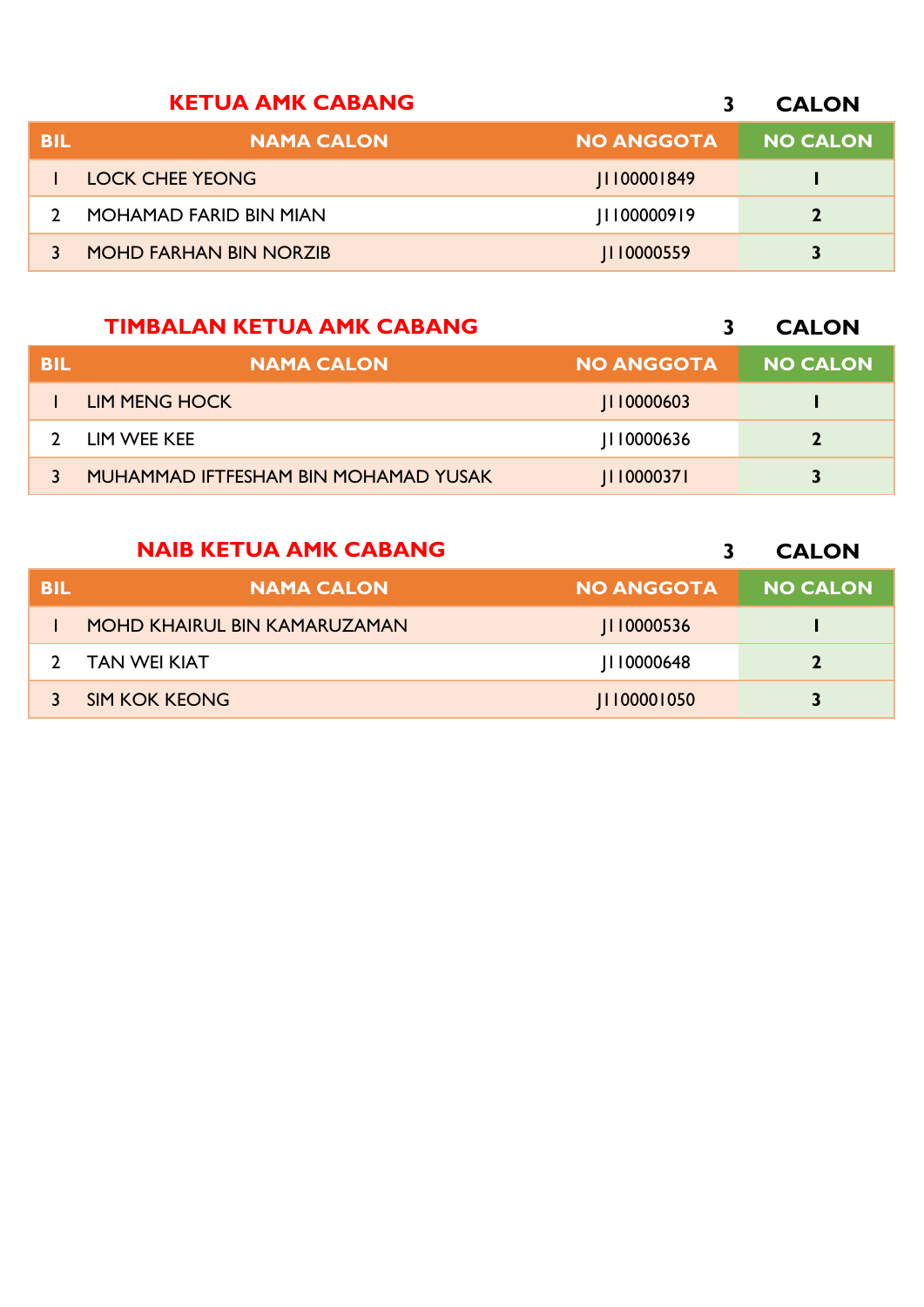## KETUA AMK CABANG — 3 CALON

| BIL | NAMA CALON | NO ANGGOTA | NO CALON |
|---|---|---|---|
| 1 | LOCK CHEE YEONG | J1100001849 | 1 |
| 2 | MOHAMAD FARID BIN MIAN | J1100000919 | 2 |
| 3 | MOHD FARHAN BIN NORZIB | J110000559 | 3 |

## TIMBALAN KETUA AMK CABANG — 3 CALON

| BIL | NAMA CALON | NO ANGGOTA | NO CALON |
|---|---|---|---|
| 1 | LIM MENG HOCK | J110000603 | 1 |
| 2 | LIM WEE KEE | J110000636 | 2 |
| 3 | MUHAMMAD IFTFESHAM BIN MOHAMAD YUSAK | J110000371 | 3 |

## NAIB KETUA AMK CABANG — 3 CALON

| BIL | NAMA CALON | NO ANGGOTA | NO CALON |
|---|---|---|---|
| 1 | MOHD KHAIRUL BIN KAMARUZAMAN | J110000536 | 1 |
| 2 | TAN WEI KIAT | J110000648 | 2 |
| 3 | SIM KOK KEONG | J1100001050 | 3 |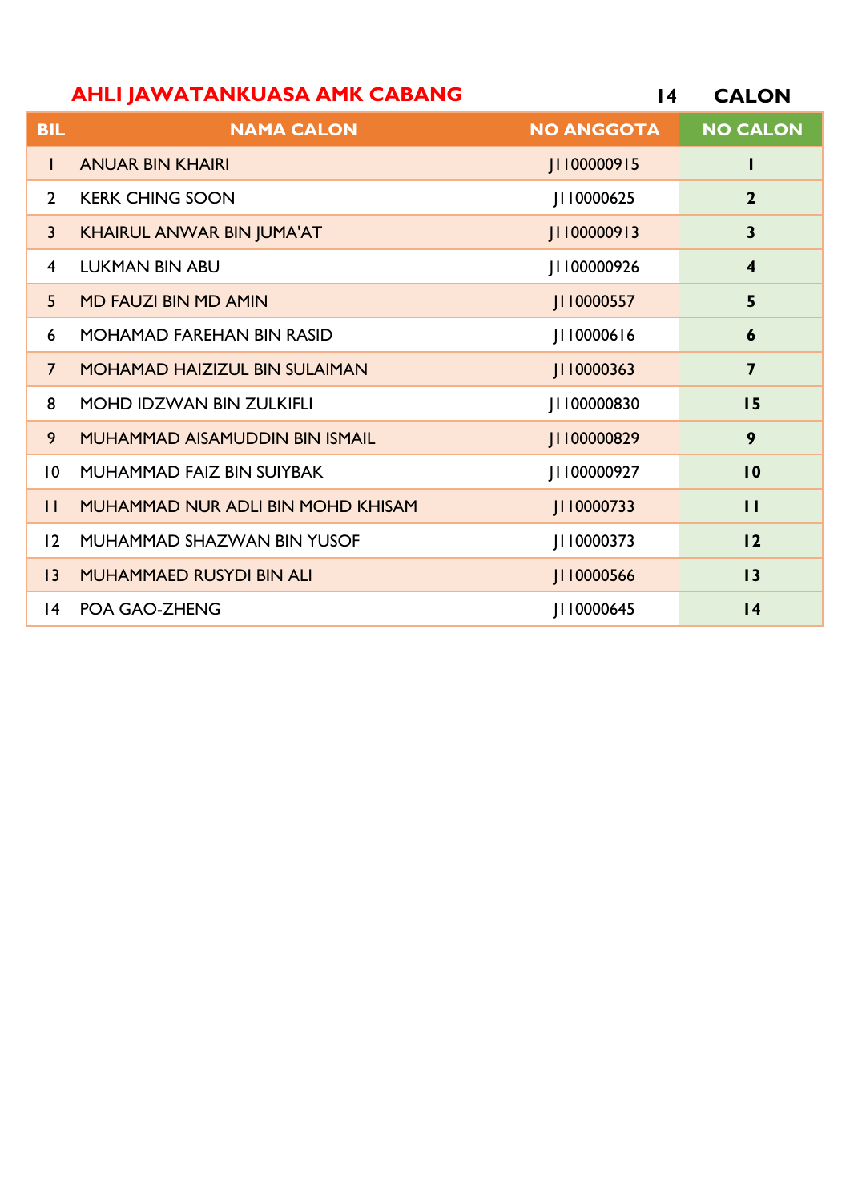## AHLI JAWATANKUASA AMK CABANG

**14 CALON**

| BIL | NAMA CALON | NO ANGGOTA | NO CALON |
|---|---|---|---|
| 1 | ANUAR BIN KHAIRI | J1100000915 | **1** |
| 2 | KERK CHING SOON | J110000625 | **2** |
| 3 | KHAIRUL ANWAR BIN JUMA'AT | J1100000913 | **3** |
| 4 | LUKMAN BIN ABU | J1100000926 | **4** |
| 5 | MD FAUZI BIN MD AMIN | J110000557 | **5** |
| 6 | MOHAMAD FAREHAN BIN RASID | J110000616 | **6** |
| 7 | MOHAMAD HAIZIZUL BIN SULAIMAN | J110000363 | **7** |
| 8 | MOHD IDZWAN BIN ZULKIFLI | J1100000830 | **15** |
| 9 | MUHAMMAD AISAMUDDIN BIN ISMAIL | J1100000829 | **9** |
| 10 | MUHAMMAD FAIZ BIN SUIYBAK | J1100000927 | **10** |
| 11 | MUHAMMAD NUR ADLI BIN MOHD KHISAM | J110000733 | **11** |
| 12 | MUHAMMAD SHAZWAN BIN YUSOF | J110000373 | **12** |
| 13 | MUHAMMAED RUSYDI BIN ALI | J110000566 | **13** |
| 14 | POA GAO-ZHENG | J110000645 | **14** |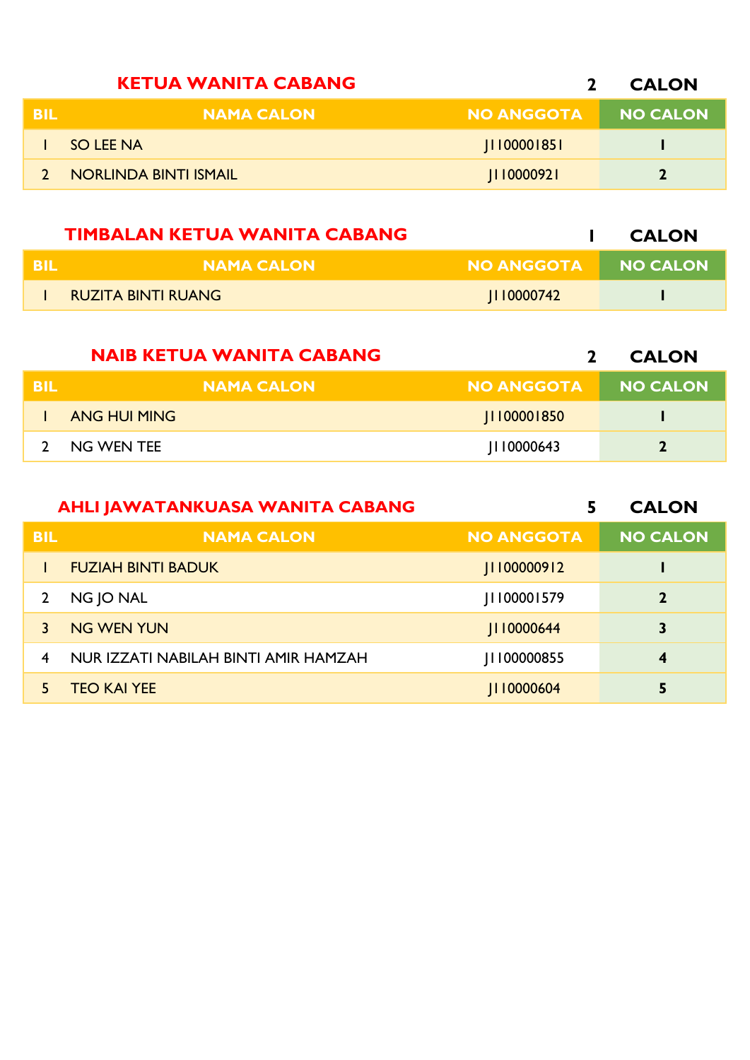## KETUA WANITA CABANG — 2 CALON

| BIL | NAMA CALON | NO ANGGOTA | NO CALON |
|---|---|---|---|
| 1 | SO LEE NA | J1100001851 | 1 |
| 2 | NORLINDA BINTI ISMAIL | J110000921 | 2 |

## TIMBALAN KETUA WANITA CABANG — 1 CALON

| BIL | NAMA CALON | NO ANGGOTA | NO CALON |
|---|---|---|---|
| 1 | RUZITA BINTI RUANG | J110000742 | 1 |

## NAIB KETUA WANITA CABANG — 2 CALON

| BIL | NAMA CALON | NO ANGGOTA | NO CALON |
|---|---|---|---|
| 1 | ANG HUI MING | J1100001850 | 1 |
| 2 | NG WEN TEE | J110000643 | 2 |

## AHLI JAWATANKUASA WANITA CABANG — 5 CALON

| BIL | NAMA CALON | NO ANGGOTA | NO CALON |
|---|---|---|---|
| 1 | FUZIAH BINTI BADUK | J1100000912 | 1 |
| 2 | NG JO NAL | J1100001579 | 2 |
| 3 | NG WEN YUN | J110000644 | 3 |
| 4 | NUR IZZATI NABILAH BINTI AMIR HAMZAH | J1100000855 | 4 |
| 5 | TEO KAI YEE | J110000604 | 5 |